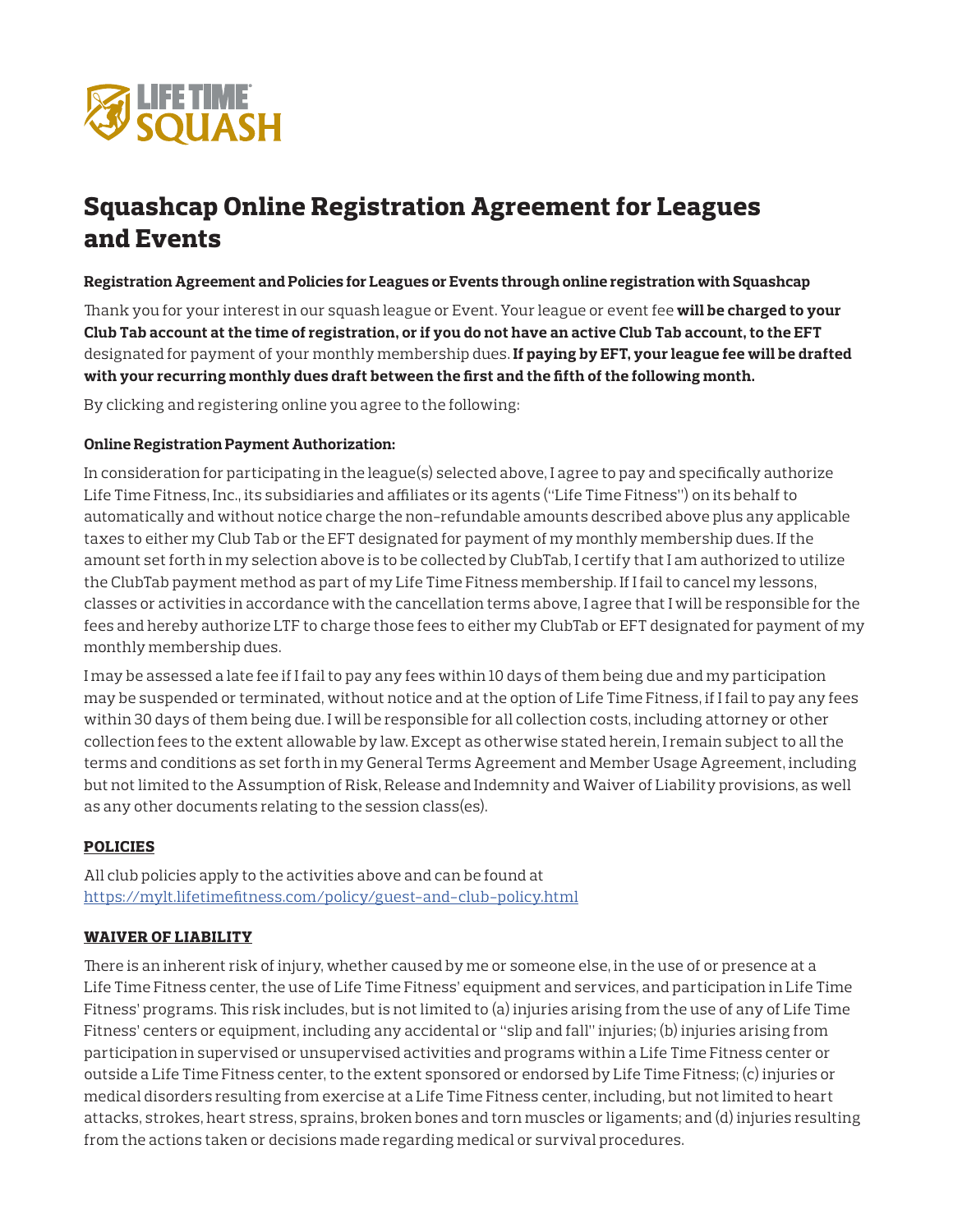LIFE TIME SQUASH

# Squashcap Online Registration Agreement for Leagues and Events

**Registration Agreement and Policies for Leagues or Events through online registration with Squashcap**

Thank you for your interest in our squash league or Event. Your league or event fee **will be charged to your Club Tab account at the time of registration, or if you do not have an active Club Tab account, to the EFT** designated for payment of your monthly membership dues. **If paying by EFT, your league fee will be drafted with your recurring monthly dues draft between the first and the fifth of the following month.**

By clicking and registering online you agree to the following:

**Online Registration Payment Authorization:**

In consideration for participating in the league(s) selected above, I agree to pay and specifically authorize Life Time Fitness, Inc., its subsidiaries and affiliates or its agents ("Life Time Fitness") on its behalf to automatically and without notice charge the non-refundable amounts described above plus any applicable taxes to either my Club Tab or the EFT designated for payment of my monthly membership dues. If the amount set forth in my selection above is to be collected by ClubTab, I certify that I am authorized to utilize the ClubTab payment method as part of my Life Time Fitness membership. If I fail to cancel my lessons, classes or activities in accordance with the cancellation terms above, I agree that I will be responsible for the fees and hereby authorize LTF to charge those fees to either my ClubTab or EFT designated for payment of my monthly membership dues.

I may be assessed a late fee if I fail to pay any fees within 10 days of them being due and my participation may be suspended or terminated, without notice and at the option of Life Time Fitness, if I fail to pay any fees within 30 days of them being due. I will be responsible for all collection costs, including attorney or other collection fees to the extent allowable by law. Except as otherwise stated herein, I remain subject to all the terms and conditions as set forth in my General Terms Agreement and Member Usage Agreement, including but not limited to the Assumption of Risk, Release and Indemnity and Waiver of Liability provisions, as well as any other documents relating to the session class(es).

**POLICIES**

All club policies apply to the activities above and can be found at https://mylt.lifetimefitness.com/policy/guest-and-club-policy.html

**WAIVER OF LIABILITY**

There is an inherent risk of injury, whether caused by me or someone else, in the use of or presence at a Life Time Fitness center, the use of Life Time Fitness' equipment and services, and participation in Life Time Fitness' programs. This risk includes, but is not limited to (a) injuries arising from the use of any of Life Time Fitness' centers or equipment, including any accidental or "slip and fall" injuries; (b) injuries arising from participation in supervised or unsupervised activities and programs within a Life Time Fitness center or outside a Life Time Fitness center, to the extent sponsored or endorsed by Life Time Fitness; (c) injuries or medical disorders resulting from exercise at a Life Time Fitness center, including, but not limited to heart attacks, strokes, heart stress, sprains, broken bones and torn muscles or ligaments; and (d) injuries resulting from the actions taken or decisions made regarding medical or survival procedures.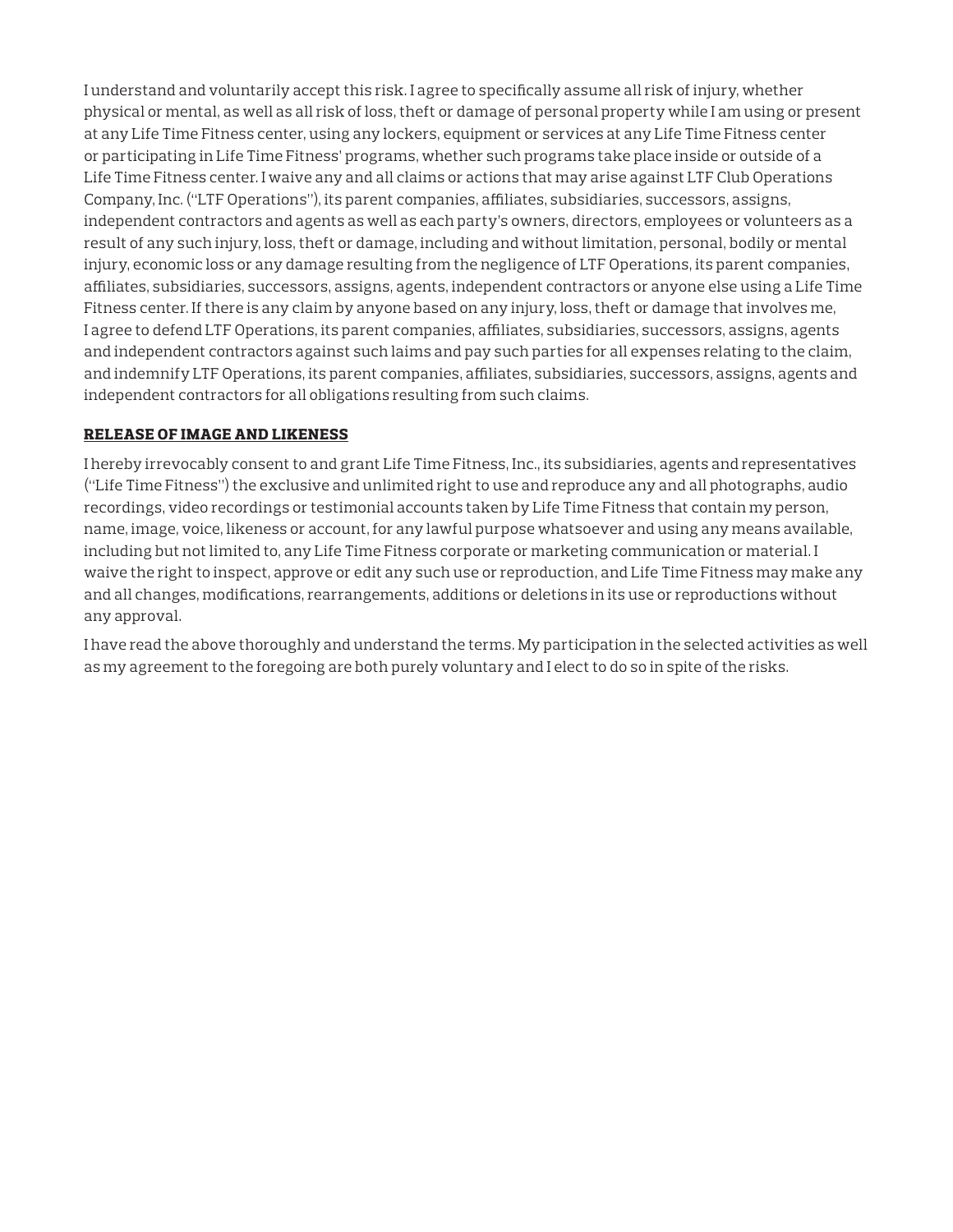I understand and voluntarily accept this risk. I agree to specifically assume all risk of injury, whether physical or mental, as well as all risk of loss, theft or damage of personal property while I am using or present at any Life Time Fitness center, using any lockers, equipment or services at any Life Time Fitness center or participating in Life Time Fitness' programs, whether such programs take place inside or outside of a Life Time Fitness center. I waive any and all claims or actions that may arise against LTF Club Operations Company, Inc. ("LTF Operations"), its parent companies, affiliates, subsidiaries, successors, assigns, independent contractors and agents as well as each party's owners, directors, employees or volunteers as a result of any such injury, loss, theft or damage, including and without limitation, personal, bodily or mental injury, economic loss or any damage resulting from the negligence of LTF Operations, its parent companies, affiliates, subsidiaries, successors, assigns, agents, independent contractors or anyone else using a Life Time Fitness center. If there is any claim by anyone based on any injury, loss, theft or damage that involves me, I agree to defend LTF Operations, its parent companies, affiliates, subsidiaries, successors, assigns, agents and independent contractors against such laims and pay such parties for all expenses relating to the claim, and indemnify LTF Operations, its parent companies, affiliates, subsidiaries, successors, assigns, agents and independent contractors for all obligations resulting from such claims.

**RELEASE OF IMAGE AND LIKENESS**

I hereby irrevocably consent to and grant Life Time Fitness, Inc., its subsidiaries, agents and representatives ("Life Time Fitness") the exclusive and unlimited right to use and reproduce any and all photographs, audio recordings, video recordings or testimonial accounts taken by Life Time Fitness that contain my person, name, image, voice, likeness or account, for any lawful purpose whatsoever and using any means available, including but not limited to, any Life Time Fitness corporate or marketing communication or material. I waive the right to inspect, approve or edit any such use or reproduction, and Life Time Fitness may make any and all changes, modifications, rearrangements, additions or deletions in its use or reproductions without any approval.

I have read the above thoroughly and understand the terms. My participation in the selected activities as well as my agreement to the foregoing are both purely voluntary and I elect to do so in spite of the risks.